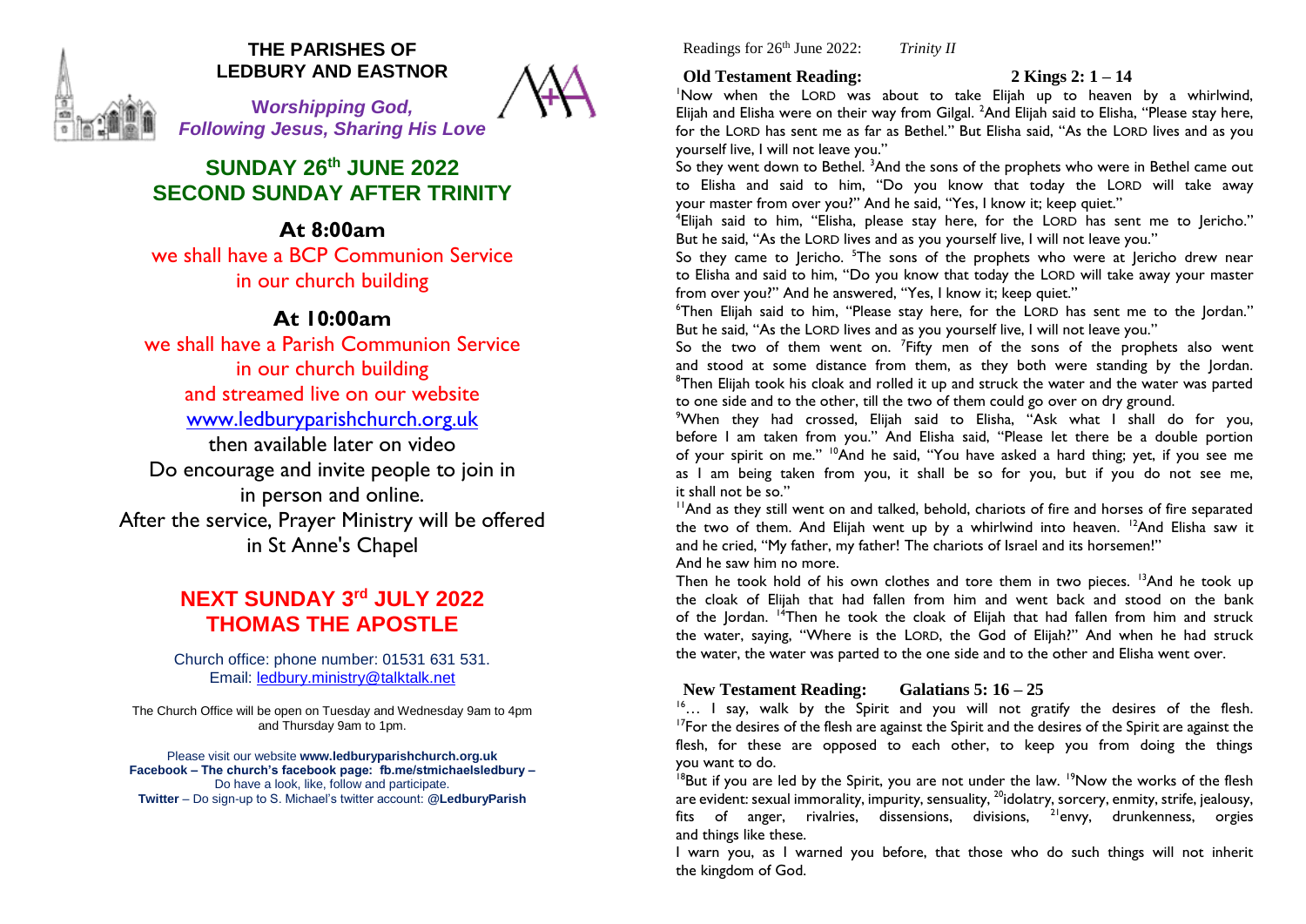# THE PARISHES OF LEDBURY AND EASTNOR

***Worshipping God, Following Jesus, Sharing His Love***

## SUNDAY 26th JUNE 2022
## SECOND SUNDAY AFTER TRINITY

### At 8:00am

we shall have a BCP Communion Service
in our church building

### At 10:00am

we shall have a Parish Communion Service
in our church building
and streamed live on our website
www.ledburyparishchurch.org.uk
then available later on video
Do encourage and invite people to join in
in person and online.
After the service, Prayer Ministry will be offered
in St Anne's Chapel

## NEXT SUNDAY 3rd JULY 2022
## THOMAS THE APOSTLE

Church office: phone number: 01531 631 531.
Email: ledbury.ministry@talktalk.net

The Church Office will be open on Tuesday and Wednesday 9am to 4pm and Thursday 9am to 1pm.

Please visit our website **www.ledburyparishchurch.org.uk**
**Facebook – The church's facebook page: fb.me/stmichaelsledbury –** Do have a look, like, follow and participate.
**Twitter** – Do sign-up to S. Michael's twitter account: **@LedburyParish**

Readings for 26th June 2022: *Trinity II*

**Old Testament Reading: 2 Kings 2: 1 – 14**

[1]Now when the LORD was about to take Elijah up to heaven by a whirlwind, Elijah and Elisha were on their way from Gilgal. [2]And Elijah said to Elisha, "Please stay here, for the LORD has sent me as far as Bethel." But Elisha said, "As the LORD lives and as you yourself live, I will not leave you."

So they went down to Bethel. [3]And the sons of the prophets who were in Bethel came out to Elisha and said to him, "Do you know that today the LORD will take away your master from over you?" And he said, "Yes, I know it; keep quiet."

[4]Elijah said to him, "Elisha, please stay here, for the LORD has sent me to Jericho." But he said, "As the LORD lives and as you yourself live, I will not leave you."

So they came to Jericho. [5]The sons of the prophets who were at Jericho drew near to Elisha and said to him, "Do you know that today the LORD will take away your master from over you?" And he answered, "Yes, I know it; keep quiet."

[6]Then Elijah said to him, "Please stay here, for the LORD has sent me to the Jordan." But he said, "As the LORD lives and as you yourself live, I will not leave you."

So the two of them went on. [7]Fifty men of the sons of the prophets also went and stood at some distance from them, as they both were standing by the Jordan. [8]Then Elijah took his cloak and rolled it up and struck the water and the water was parted to one side and to the other, till the two of them could go over on dry ground.

[9]When they had crossed, Elijah said to Elisha, "Ask what I shall do for you, before I am taken from you." And Elisha said, "Please let there be a double portion of your spirit on me." [10]And he said, "You have asked a hard thing; yet, if you see me as I am being taken from you, it shall be so for you, but if you do not see me, it shall not be so."

[11]And as they still went on and talked, behold, chariots of fire and horses of fire separated the two of them. And Elijah went up by a whirlwind into heaven. [12]And Elisha saw it and he cried, "My father, my father! The chariots of Israel and its horsemen!"

And he saw him no more.

Then he took hold of his own clothes and tore them in two pieces. [13]And he took up the cloak of Elijah that had fallen from him and went back and stood on the bank of the Jordan. [14]Then he took the cloak of Elijah that had fallen from him and struck the water, saying, "Where is the LORD, the God of Elijah?" And when he had struck the water, the water was parted to the one side and to the other and Elisha went over.

**New Testament Reading: Galatians 5: 16 – 25**

[16]… I say, walk by the Spirit and you will not gratify the desires of the flesh. [17]For the desires of the flesh are against the Spirit and the desires of the Spirit are against the flesh, for these are opposed to each other, to keep you from doing the things you want to do.

[18]But if you are led by the Spirit, you are not under the law. [19]Now the works of the flesh are evident: sexual immorality, impurity, sensuality, [20]idolatry, sorcery, enmity, strife, jealousy, fits of anger, rivalries, dissensions, divisions, [21]envy, drunkenness, orgies and things like these.

I warn you, as I warned you before, that those who do such things will not inherit the kingdom of God.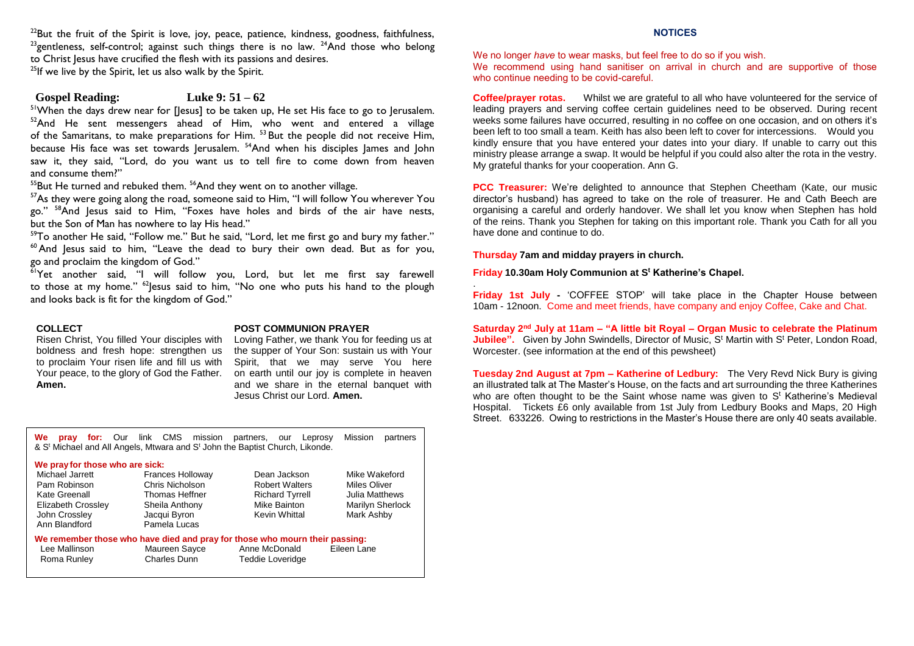[22]But the fruit of the Spirit is love, joy, peace, patience, kindness, goodness, faithfulness, [23]gentleness, self-control; against such things there is no law. [24]And those who belong to Christ Jesus have crucified the flesh with its passions and desires.
[25]If we live by the Spirit, let us also walk by the Spirit.

**Gospel Reading: Luke 9: 51 – 62**

[51]When the days drew near for [Jesus] to be taken up, He set His face to go to Jerusalem. [52]And He sent messengers ahead of Him, who went and entered a village of the Samaritans, to make preparations for Him. [53]But the people did not receive Him, because His face was set towards Jerusalem. [54]And when his disciples James and John saw it, they said, "Lord, do you want us to tell fire to come down from heaven and consume them?"
[55]But He turned and rebuked them. [56]And they went on to another village.
[57]As they were going along the road, someone said to Him, "I will follow You wherever You go." [58]And Jesus said to him, "Foxes have holes and birds of the air have nests, but the Son of Man has nowhere to lay His head."
[59]To another He said, "Follow me." But he said, "Lord, let me first go and bury my father." [60]And Jesus said to him, "Leave the dead to bury their own dead. But as for you, go and proclaim the kingdom of God."
[61]Yet another said, "I will follow you, Lord, but let me first say farewell to those at my home." [62]Jesus said to him, "No one who puts his hand to the plough and looks back is fit for the kingdom of God."

**COLLECT**

Risen Christ, You filled Your disciples with boldness and fresh hope: strengthen us to proclaim Your risen life and fill us with Your peace, to the glory of God the Father. **Amen.**

**POST COMMUNION PRAYER**

Loving Father, we thank You for feeding us at the supper of Your Son: sustain us with Your Spirit, that we may serve You here on earth until our joy is complete in heaven and we share in the eternal banquet with Jesus Christ our Lord. **Amen.**

**We pray for:** Our link CMS mission partners, our Leprosy Mission partners & St Michael and All Angels, Mtwara and St John the Baptist Church, Likonde.

**We pray for those who are sick:**

| | | | |
|---|---|---|---|
| Michael Jarrett | Frances Holloway | Dean Jackson | Mike Wakeford |
| Pam Robinson | Chris Nicholson | Robert Walters | Miles Oliver |
| Kate Greenall | Thomas Heffner | Richard Tyrrell | Julia Matthews |
| Elizabeth Crossley | Sheila Anthony | Mike Bainton | Marilyn Sherlock |
| John Crossley | Jacqui Byron | Kevin Whittal | Mark Ashby |
| Ann Blandford | Pamela Lucas | | |

**We remember those who have died and pray for those who mourn their passing:**

| | | | |
|---|---|---|---|
| Lee Mallinson | Maureen Sayce | Anne McDonald | Eileen Lane |
| Roma Runley | Charles Dunn | Teddie Loveridge | |

## NOTICES

We no longer *have* to wear masks, but feel free to do so if you wish.
We recommend using hand sanitiser on arrival in church and are supportive of those who continue needing to be covid-careful.

**Coffee/prayer rotas.** Whilst we are grateful to all who have volunteered for the service of leading prayers and serving coffee certain guidelines need to be observed. During recent weeks some failures have occurred, resulting in no coffee on one occasion, and on others it's been left to too small a team. Keith has also been left to cover for intercessions. Would you kindly ensure that you have entered your dates into your diary. If unable to carry out this ministry please arrange a swap. It would be helpful if you could also alter the rota in the vestry. My grateful thanks for your cooperation. Ann G.

**PCC Treasurer:** We're delighted to announce that Stephen Cheetham (Kate, our music director's husband) has agreed to take on the role of treasurer. He and Cath Beech are organising a careful and orderly handover. We shall let you know when Stephen has hold of the reins. Thank you Stephen for taking on this important role. Thank you Cath for all you have done and continue to do.

**Thursday 7am and midday prayers in church.**

**Friday 10.30am Holy Communion at St Katherine's Chapel.**

**Friday 1st July -** 'COFFEE STOP' will take place in the Chapter House between 10am - 12noon. Come and meet friends, have company and enjoy Coffee, Cake and Chat.

**Saturday 2nd July at 11am – "A little bit Royal – Organ Music to celebrate the Platinum Jubilee".** Given by John Swindells, Director of Music, St Martin with St Peter, London Road, Worcester. (see information at the end of this pewsheet)

**Tuesday 2nd August at 7pm – Katherine of Ledbury:** The Very Revd Nick Bury is giving an illustrated talk at The Master's House, on the facts and art surrounding the three Katherines who are often thought to be the Saint whose name was given to St Katherine's Medieval Hospital. Tickets £6 only available from 1st July from Ledbury Books and Maps, 20 High Street. 633226. Owing to restrictions in the Master's House there are only 40 seats available.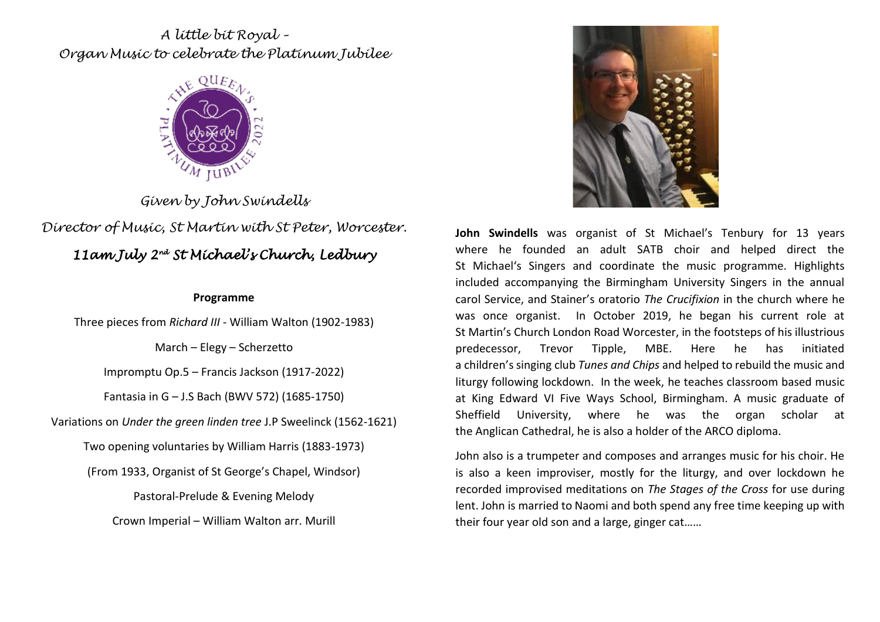*A little bit Royal –*
*Organ Music to celebrate the Platinum Jubilee*

*Given by John Swindells*

*Director of Music, St Martin with St Peter, Worcester.*

***11am July 2nd St Michael's Church, Ledbury***

**Programme**

Three pieces from *Richard III* - William Walton (1902-1983)

March – Elegy – Scherzetto

Impromptu Op.5 – Francis Jackson (1917-2022)

Fantasia in G – J.S Bach (BWV 572) (1685-1750)

Variations on *Under the green linden tree* J.P Sweelinck (1562-1621)

Two opening voluntaries by William Harris (1883-1973)

(From 1933, Organist of St George's Chapel, Windsor)

Pastoral-Prelude & Evening Melody

Crown Imperial – William Walton arr. Murill

**John Swindells** was organist of St Michael's Tenbury for 13 years where he founded an adult SATB choir and helped direct the St Michael's Singers and coordinate the music programme. Highlights included accompanying the Birmingham University Singers in the annual carol Service, and Stainer's oratorio *The Crucifixion* in the church where he was once organist. In October 2019, he began his current role at St Martin's Church London Road Worcester, in the footsteps of his illustrious predecessor, Trevor Tipple, MBE. Here he has initiated a children's singing club *Tunes and Chips* and helped to rebuild the music and liturgy following lockdown. In the week, he teaches classroom based music at King Edward VI Five Ways School, Birmingham. A music graduate of Sheffield University, where he was the organ scholar at the Anglican Cathedral, he is also a holder of the ARCO diploma.

John also is a trumpeter and composes and arranges music for his choir. He is also a keen improviser, mostly for the liturgy, and over lockdown he recorded improvised meditations on *The Stages of the Cross* for use during lent. John is married to Naomi and both spend any free time keeping up with their four year old son and a large, ginger cat……